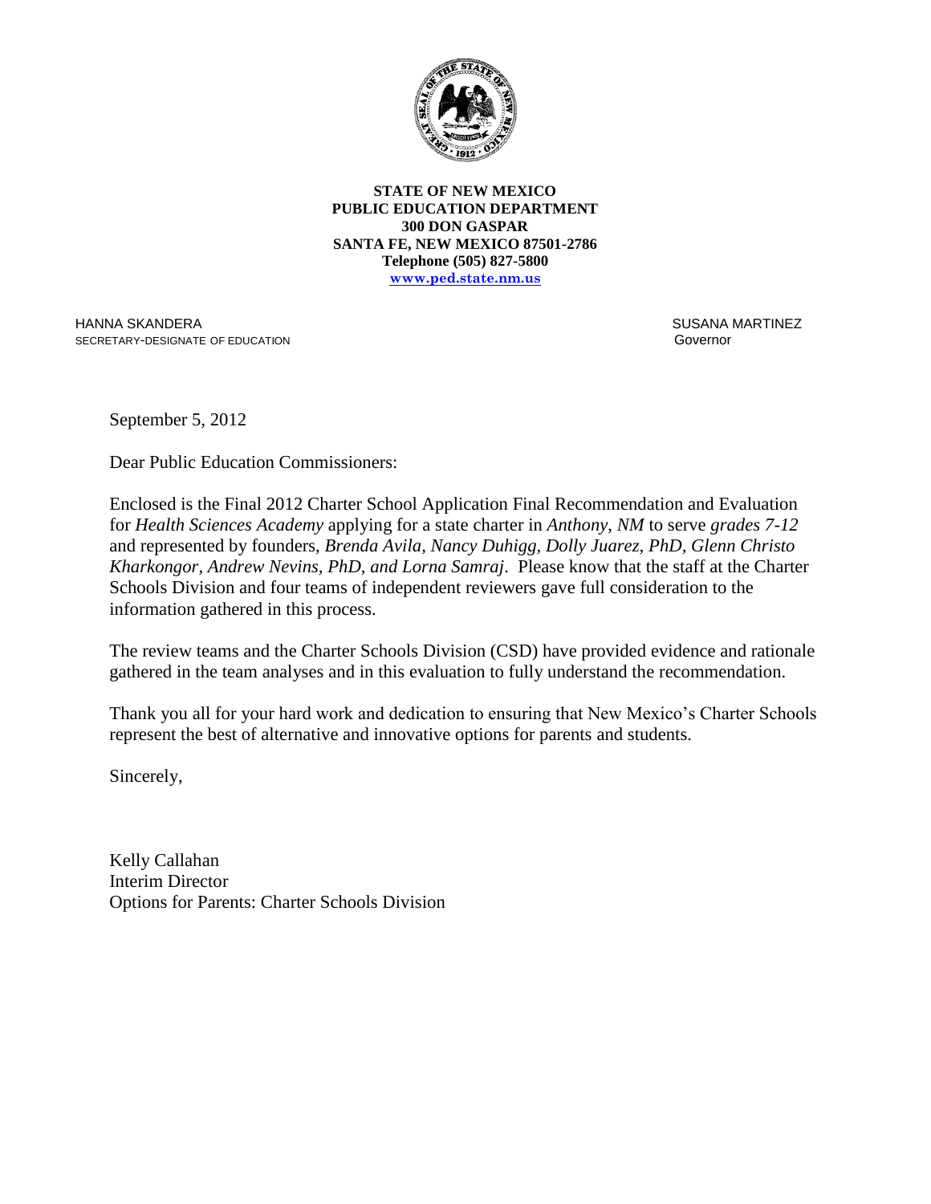**STATE OF NEW MEXICO**
**PUBLIC EDUCATION DEPARTMENT**
**300 DON GASPAR**
**SANTA FE, NEW MEXICO 87501-2786**
**Telephone (505) 827-5800**
**www.ped.state.nm.us**

HANNA SKANDERA
SECRETARY-DESIGNATE OF EDUCATION

SUSANA MARTINEZ
Governor

September 5, 2012

Dear Public Education Commissioners:

Enclosed is the Final 2012 Charter School Application Final Recommendation and Evaluation for *Health Sciences Academy* applying for a state charter in *Anthony, NM* to serve *grades 7-12* and represented by founders, *Brenda Avila, Nancy Duhigg, Dolly Juarez, PhD, Glenn Christo Kharkongor, Andrew Nevins, PhD, and Lorna Samraj*. Please know that the staff at the Charter Schools Division and four teams of independent reviewers gave full consideration to the information gathered in this process.

The review teams and the Charter Schools Division (CSD) have provided evidence and rationale gathered in the team analyses and in this evaluation to fully understand the recommendation.

Thank you all for your hard work and dedication to ensuring that New Mexico's Charter Schools represent the best of alternative and innovative options for parents and students.

Sincerely,

Kelly Callahan
Interim Director
Options for Parents: Charter Schools Division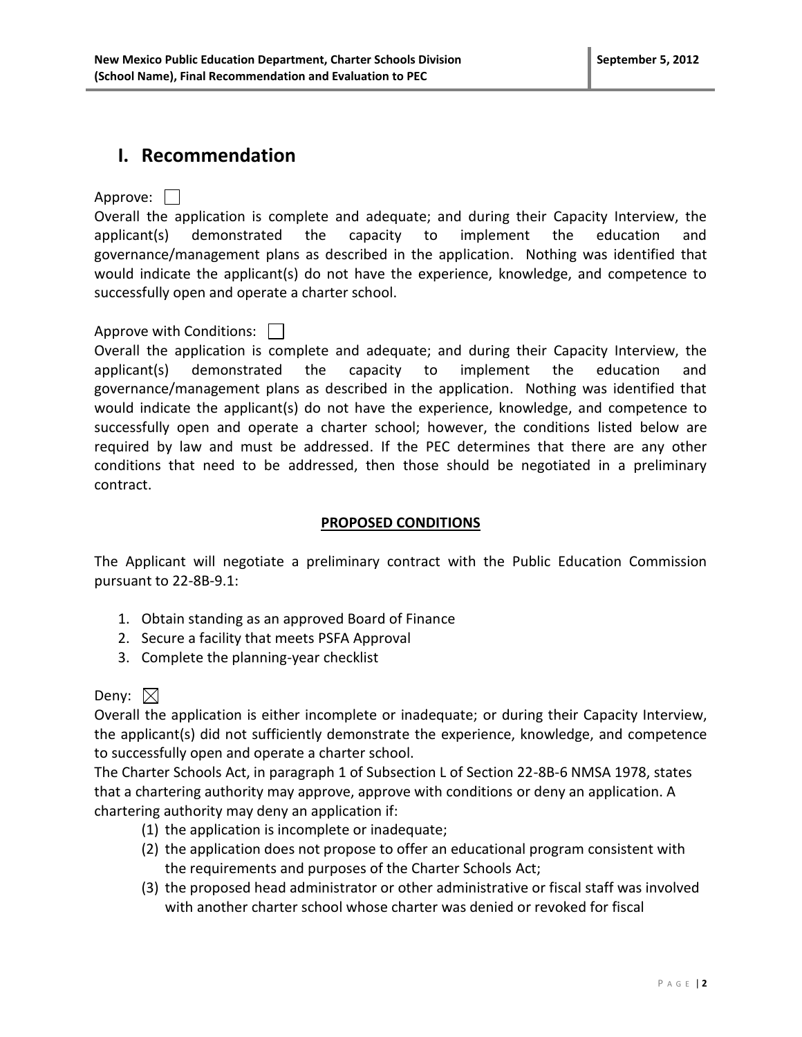# I. Recommendation

Approve: ☐

Overall the application is complete and adequate; and during their Capacity Interview, the applicant(s) demonstrated the capacity to implement the education and governance/management plans as described in the application. Nothing was identified that would indicate the applicant(s) do not have the experience, knowledge, and competence to successfully open and operate a charter school.

Approve with Conditions: ☐

Overall the application is complete and adequate; and during their Capacity Interview, the applicant(s) demonstrated the capacity to implement the education and governance/management plans as described in the application. Nothing was identified that would indicate the applicant(s) do not have the experience, knowledge, and competence to successfully open and operate a charter school; however, the conditions listed below are required by law and must be addressed. If the PEC determines that there are any other conditions that need to be addressed, then those should be negotiated in a preliminary contract.

**PROPOSED CONDITIONS**

The Applicant will negotiate a preliminary contract with the Public Education Commission pursuant to 22-8B-9.1:

1. Obtain standing as an approved Board of Finance
2. Secure a facility that meets PSFA Approval
3. Complete the planning-year checklist

Deny: ☒

Overall the application is either incomplete or inadequate; or during their Capacity Interview, the applicant(s) did not sufficiently demonstrate the experience, knowledge, and competence to successfully open and operate a charter school.

The Charter Schools Act, in paragraph 1 of Subsection L of Section 22-8B-6 NMSA 1978, states that a chartering authority may approve, approve with conditions or deny an application. A chartering authority may deny an application if:

(1) the application is incomplete or inadequate;

(2) the application does not propose to offer an educational program consistent with the requirements and purposes of the Charter Schools Act;

(3) the proposed head administrator or other administrative or fiscal staff was involved with another charter school whose charter was denied or revoked for fiscal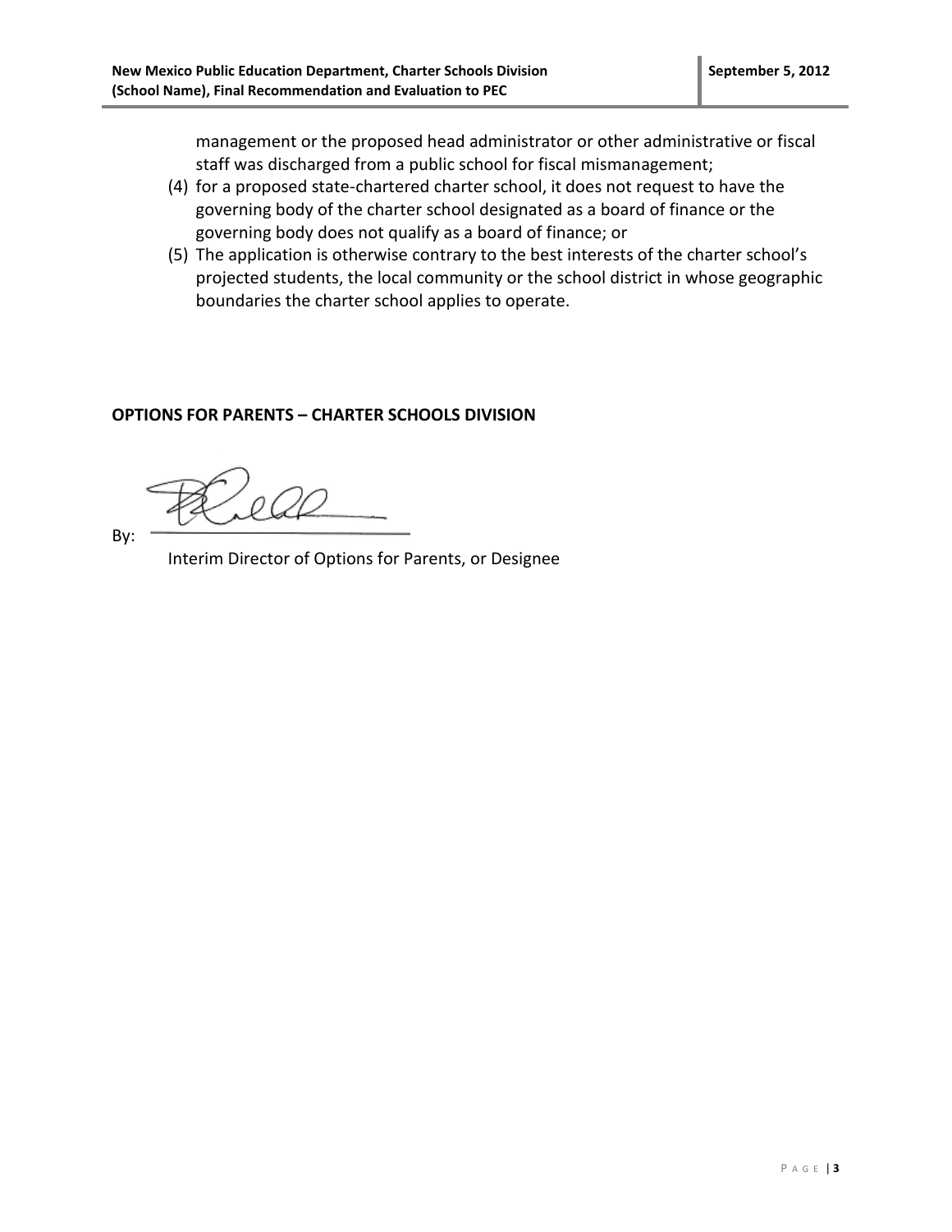management or the proposed head administrator or other administrative or fiscal staff was discharged from a public school for fiscal mismanagement;

(4) for a proposed state-chartered charter school, it does not request to have the governing body of the charter school designated as a board of finance or the governing body does not qualify as a board of finance; or

(5) The application is otherwise contrary to the best interests of the charter school's projected students, the local community or the school district in whose geographic boundaries the charter school applies to operate.

**OPTIONS FOR PARENTS – CHARTER SCHOOLS DIVISION**

By: ______________________________

Interim Director of Options for Parents, or Designee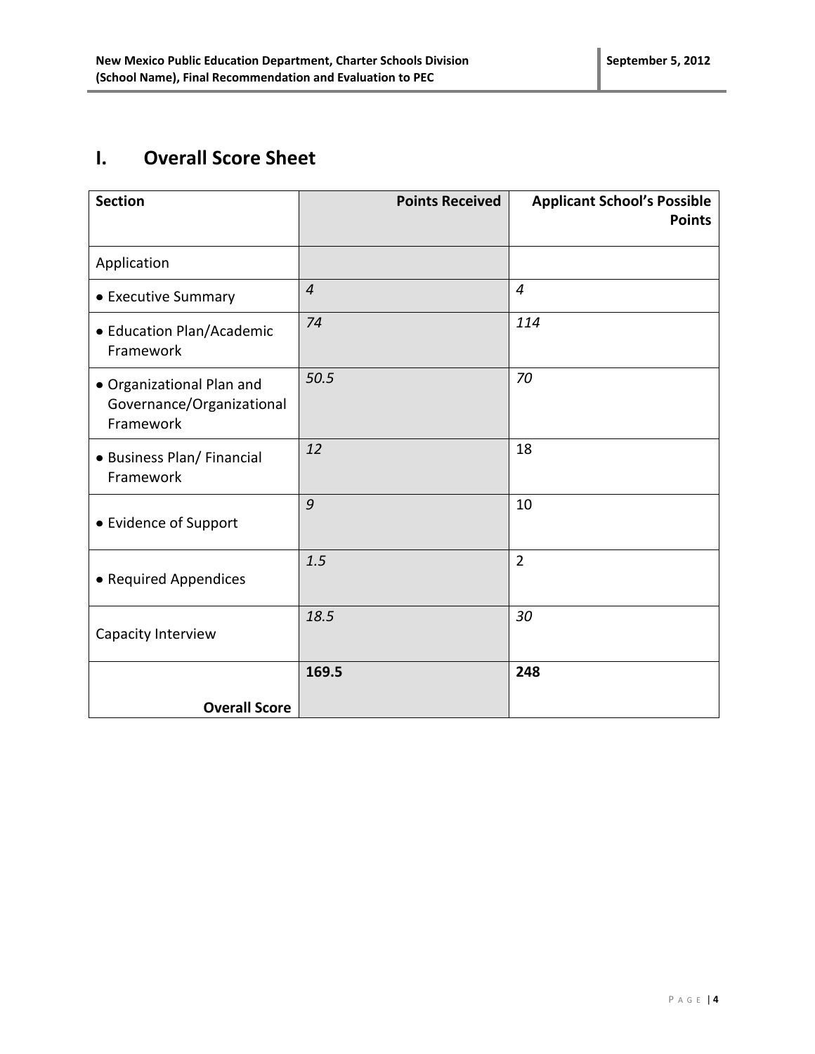## I. Overall Score Sheet

| Section | Points Received | Applicant School's Possible Points |
|---|---|---|
| Application | | |
| • Executive Summary | *4* | *4* |
| • Education Plan/Academic Framework | *74* | *114* |
| • Organizational Plan and Governance/Organizational Framework | *50.5* | *70* |
| • Business Plan/ Financial Framework | *12* | 18 |
| • Evidence of Support | *9* | 10 |
| • Required Appendices | *1.5* | 2 |
| Capacity Interview | *18.5* | *30* |
| **Overall Score** | **169.5** | **248** |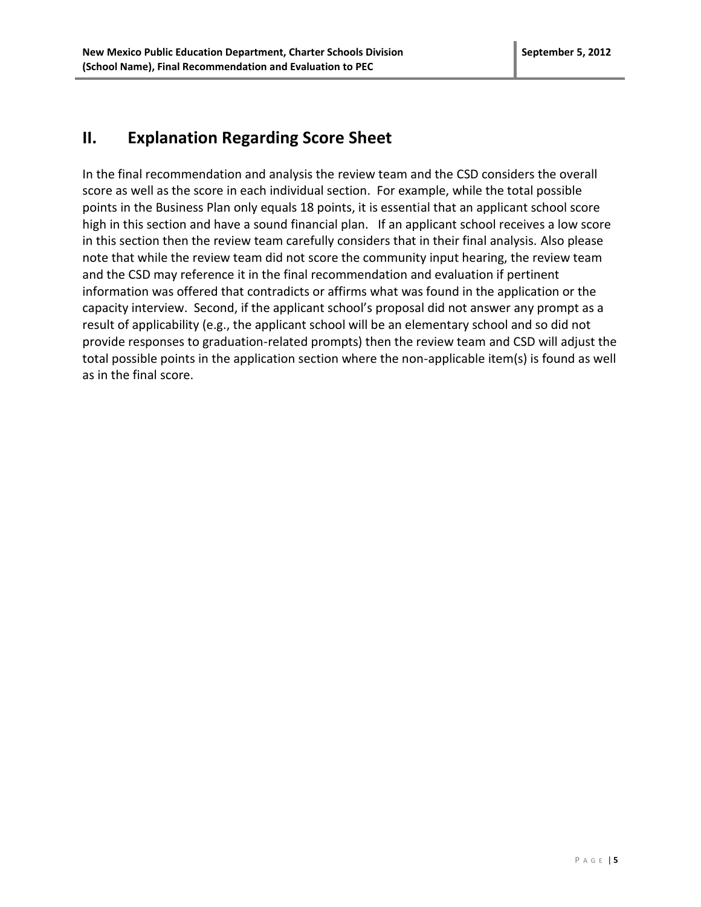## II. Explanation Regarding Score Sheet

In the final recommendation and analysis the review team and the CSD considers the overall score as well as the score in each individual section. For example, while the total possible points in the Business Plan only equals 18 points, it is essential that an applicant school score high in this section and have a sound financial plan. If an applicant school receives a low score in this section then the review team carefully considers that in their final analysis. Also please note that while the review team did not score the community input hearing, the review team and the CSD may reference it in the final recommendation and evaluation if pertinent information was offered that contradicts or affirms what was found in the application or the capacity interview. Second, if the applicant school's proposal did not answer any prompt as a result of applicability (e.g., the applicant school will be an elementary school and so did not provide responses to graduation-related prompts) then the review team and CSD will adjust the total possible points in the application section where the non-applicable item(s) is found as well as in the final score.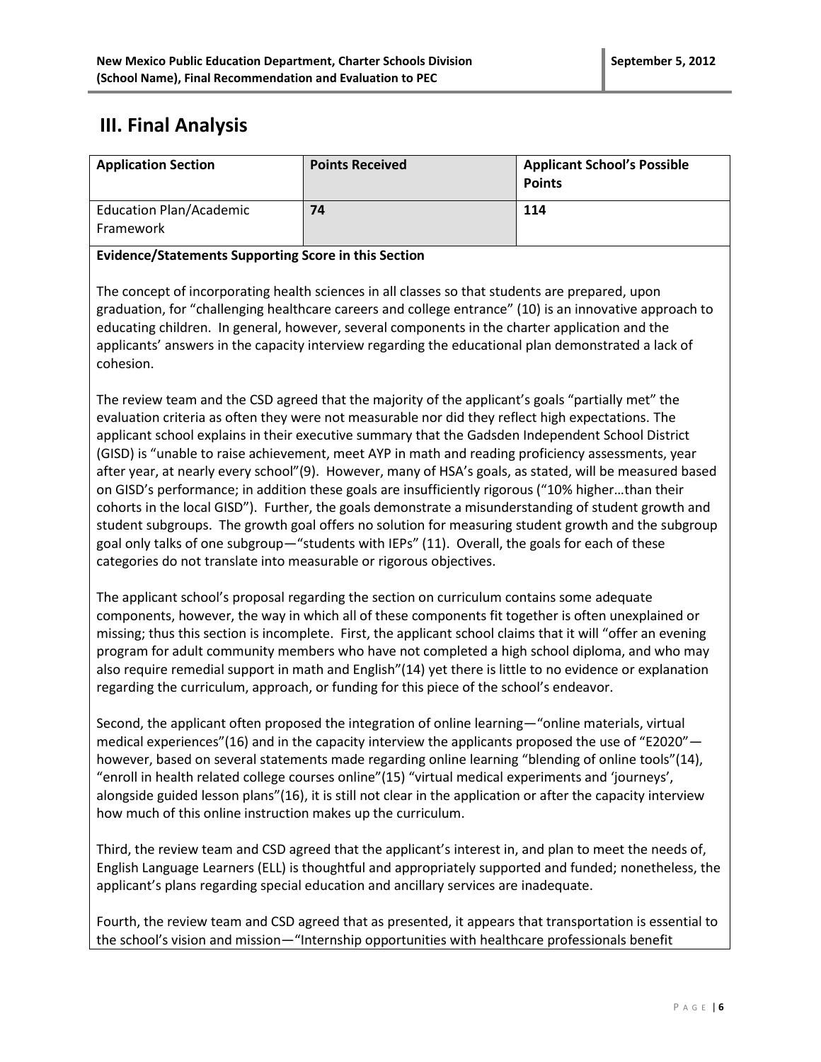## III. Final Analysis

| Application Section | Points Received | Applicant School's Possible Points |
|---|---|---|
| Education Plan/Academic Framework | **74** | **114** |

**Evidence/Statements Supporting Score in this Section**

The concept of incorporating health sciences in all classes so that students are prepared, upon graduation, for "challenging healthcare careers and college entrance" (10) is an innovative approach to educating children. In general, however, several components in the charter application and the applicants' answers in the capacity interview regarding the educational plan demonstrated a lack of cohesion.

The review team and the CSD agreed that the majority of the applicant's goals "partially met" the evaluation criteria as often they were not measurable nor did they reflect high expectations. The applicant school explains in their executive summary that the Gadsden Independent School District (GISD) is "unable to raise achievement, meet AYP in math and reading proficiency assessments, year after year, at nearly every school"(9). However, many of HSA's goals, as stated, will be measured based on GISD's performance; in addition these goals are insufficiently rigorous ("10% higher…than their cohorts in the local GISD"). Further, the goals demonstrate a misunderstanding of student growth and student subgroups. The growth goal offers no solution for measuring student growth and the subgroup goal only talks of one subgroup—"students with IEPs" (11). Overall, the goals for each of these categories do not translate into measurable or rigorous objectives.

The applicant school's proposal regarding the section on curriculum contains some adequate components, however, the way in which all of these components fit together is often unexplained or missing; thus this section is incomplete. First, the applicant school claims that it will "offer an evening program for adult community members who have not completed a high school diploma, and who may also require remedial support in math and English"(14) yet there is little to no evidence or explanation regarding the curriculum, approach, or funding for this piece of the school's endeavor.

Second, the applicant often proposed the integration of online learning—"online materials, virtual medical experiences"(16) and in the capacity interview the applicants proposed the use of "E2020"—however, based on several statements made regarding online learning "blending of online tools"(14), "enroll in health related college courses online"(15) "virtual medical experiments and 'journeys', alongside guided lesson plans"(16), it is still not clear in the application or after the capacity interview how much of this online instruction makes up the curriculum.

Third, the review team and CSD agreed that the applicant's interest in, and plan to meet the needs of, English Language Learners (ELL) is thoughtful and appropriately supported and funded; nonetheless, the applicant's plans regarding special education and ancillary services are inadequate.

Fourth, the review team and CSD agreed that as presented, it appears that transportation is essential to the school's vision and mission—"Internship opportunities with healthcare professionals benefit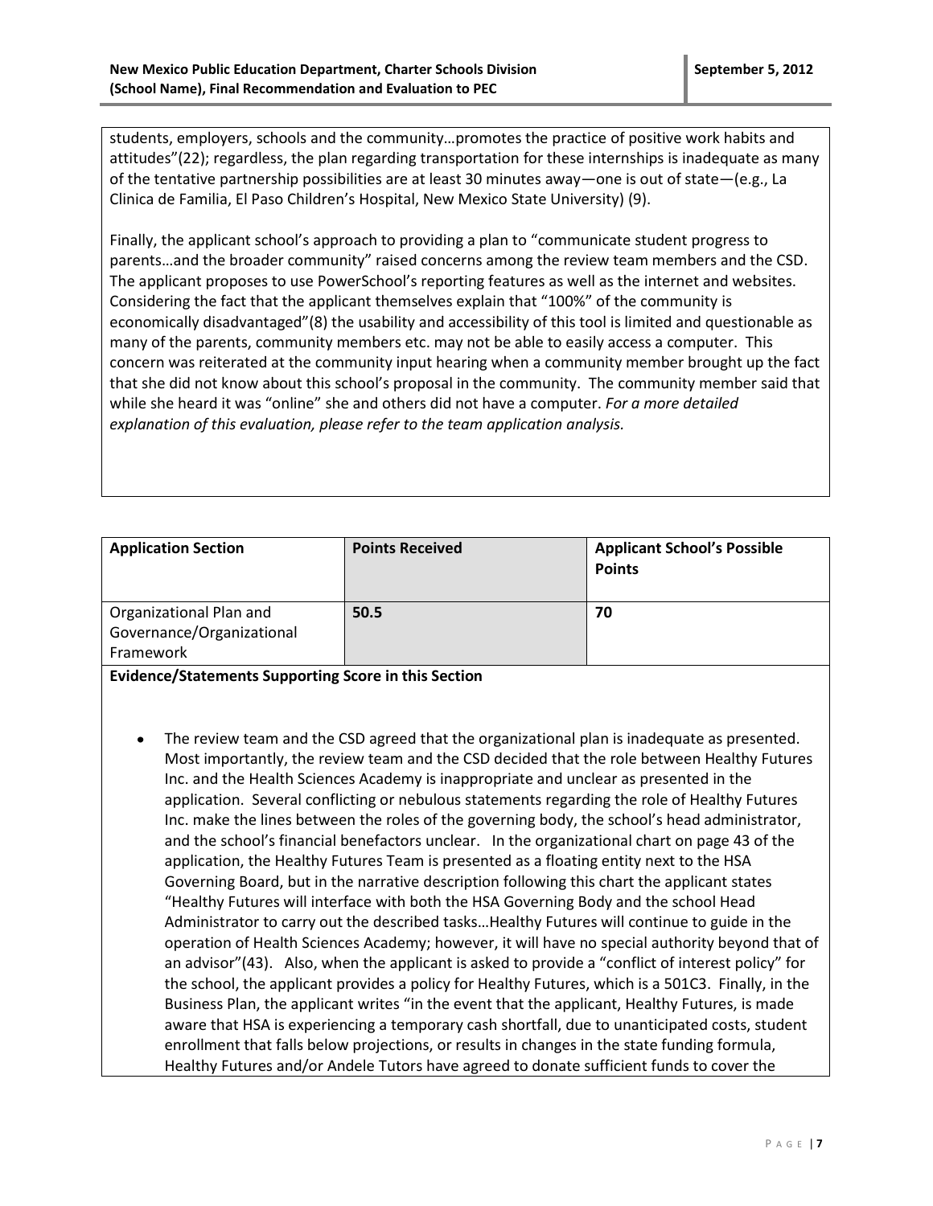students, employers, schools and the community…promotes the practice of positive work habits and attitudes"(22); regardless, the plan regarding transportation for these internships is inadequate as many of the tentative partnership possibilities are at least 30 minutes away—one is out of state—(e.g., La Clinica de Familia, El Paso Children's Hospital, New Mexico State University) (9).

Finally, the applicant school's approach to providing a plan to "communicate student progress to parents…and the broader community" raised concerns among the review team members and the CSD. The applicant proposes to use PowerSchool's reporting features as well as the internet and websites. Considering the fact that the applicant themselves explain that "100%" of the community is economically disadvantaged"(8) the usability and accessibility of this tool is limited and questionable as many of the parents, community members etc. may not be able to easily access a computer. This concern was reiterated at the community input hearing when a community member brought up the fact that she did not know about this school's proposal in the community. The community member said that while she heard it was "online" she and others did not have a computer. *For a more detailed explanation of this evaluation, please refer to the team application analysis.*

| Application Section | Points Received | Applicant School's Possible Points |
|---|---|---|
| Organizational Plan and Governance/Organizational Framework | **50.5** | **70** |

**Evidence/Statements Supporting Score in this Section**

- The review team and the CSD agreed that the organizational plan is inadequate as presented. Most importantly, the review team and the CSD decided that the role between Healthy Futures Inc. and the Health Sciences Academy is inappropriate and unclear as presented in the application. Several conflicting or nebulous statements regarding the role of Healthy Futures Inc. make the lines between the roles of the governing body, the school's head administrator, and the school's financial benefactors unclear. In the organizational chart on page 43 of the application, the Healthy Futures Team is presented as a floating entity next to the HSA Governing Board, but in the narrative description following this chart the applicant states "Healthy Futures will interface with both the HSA Governing Body and the school Head Administrator to carry out the described tasks…Healthy Futures will continue to guide in the operation of Health Sciences Academy; however, it will have no special authority beyond that of an advisor"(43). Also, when the applicant is asked to provide a "conflict of interest policy" for the school, the applicant provides a policy for Healthy Futures, which is a 501C3. Finally, in the Business Plan, the applicant writes "in the event that the applicant, Healthy Futures, is made aware that HSA is experiencing a temporary cash shortfall, due to unanticipated costs, student enrollment that falls below projections, or results in changes in the state funding formula, Healthy Futures and/or Andele Tutors have agreed to donate sufficient funds to cover the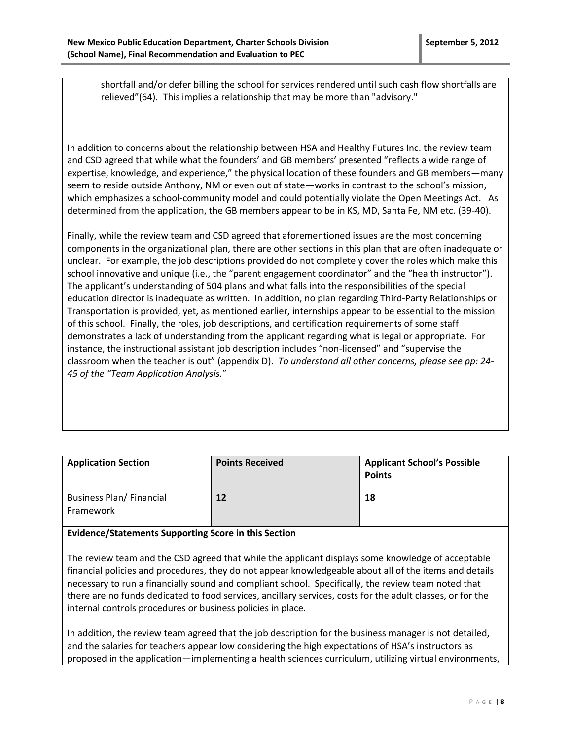shortfall and/or defer billing the school for services rendered until such cash flow shortfalls are relieved"(64). This implies a relationship that may be more than "advisory."

In addition to concerns about the relationship between HSA and Healthy Futures Inc. the review team and CSD agreed that while what the founders' and GB members' presented "reflects a wide range of expertise, knowledge, and experience," the physical location of these founders and GB members—many seem to reside outside Anthony, NM or even out of state—works in contrast to the school's mission, which emphasizes a school-community model and could potentially violate the Open Meetings Act. As determined from the application, the GB members appear to be in KS, MD, Santa Fe, NM etc. (39-40).

Finally, while the review team and CSD agreed that aforementioned issues are the most concerning components in the organizational plan, there are other sections in this plan that are often inadequate or unclear. For example, the job descriptions provided do not completely cover the roles which make this school innovative and unique (i.e., the "parent engagement coordinator" and the "health instructor"). The applicant's understanding of 504 plans and what falls into the responsibilities of the special education director is inadequate as written. In addition, no plan regarding Third-Party Relationships or Transportation is provided, yet, as mentioned earlier, internships appear to be essential to the mission of this school. Finally, the roles, job descriptions, and certification requirements of some staff demonstrates a lack of understanding from the applicant regarding what is legal or appropriate. For instance, the instructional assistant job description includes "non-licensed" and "supervise the classroom when the teacher is out" (appendix D). *To understand all other concerns, please see pp: 24-45 of the "Team Application Analysis.*"

| Application Section | Points Received | Applicant School's Possible Points |
|---|---|---|
| Business Plan/ Financial Framework | **12** | **18** |

**Evidence/Statements Supporting Score in this Section**

The review team and the CSD agreed that while the applicant displays some knowledge of acceptable financial policies and procedures, they do not appear knowledgeable about all of the items and details necessary to run a financially sound and compliant school. Specifically, the review team noted that there are no funds dedicated to food services, ancillary services, costs for the adult classes, or for the internal controls procedures or business policies in place.

In addition, the review team agreed that the job description for the business manager is not detailed, and the salaries for teachers appear low considering the high expectations of HSA's instructors as proposed in the application—implementing a health sciences curriculum, utilizing virtual environments,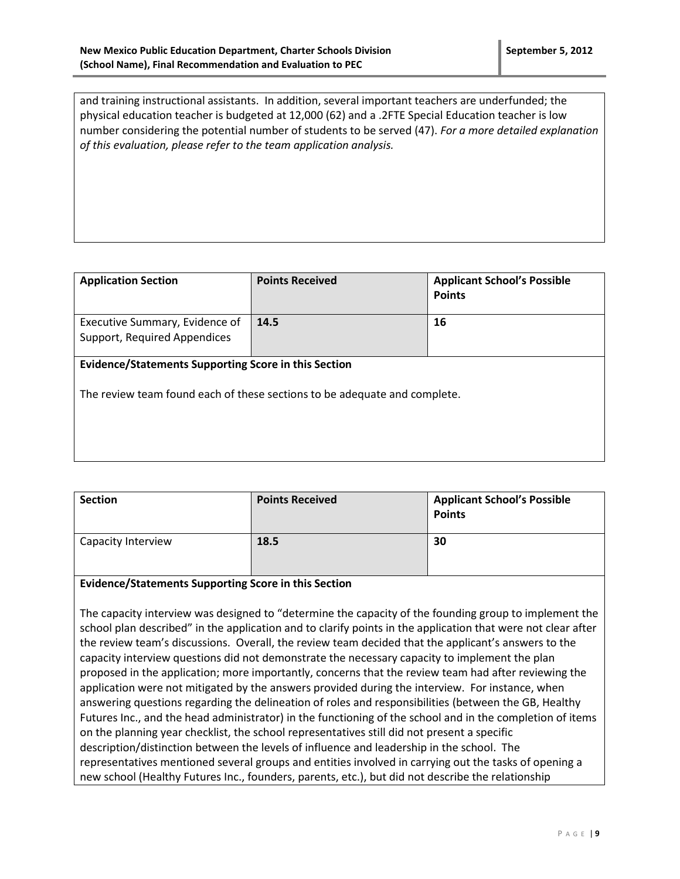and training instructional assistants. In addition, several important teachers are underfunded; the physical education teacher is budgeted at 12,000 (62) and a .2FTE Special Education teacher is low number considering the potential number of students to be served (47). *For a more detailed explanation of this evaluation, please refer to the team application analysis.*

| Application Section | Points Received | Applicant School's Possible Points |
|---|---|---|
| Executive Summary, Evidence of Support, Required Appendices | **14.5** | **16** |

**Evidence/Statements Supporting Score in this Section**

The review team found each of these sections to be adequate and complete.

| Section | Points Received | Applicant School's Possible Points |
|---|---|---|
| Capacity Interview | **18.5** | **30** |

**Evidence/Statements Supporting Score in this Section**

The capacity interview was designed to "determine the capacity of the founding group to implement the school plan described" in the application and to clarify points in the application that were not clear after the review team's discussions. Overall, the review team decided that the applicant's answers to the capacity interview questions did not demonstrate the necessary capacity to implement the plan proposed in the application; more importantly, concerns that the review team had after reviewing the application were not mitigated by the answers provided during the interview. For instance, when answering questions regarding the delineation of roles and responsibilities (between the GB, Healthy Futures Inc., and the head administrator) in the functioning of the school and in the completion of items on the planning year checklist, the school representatives still did not present a specific description/distinction between the levels of influence and leadership in the school. The representatives mentioned several groups and entities involved in carrying out the tasks of opening a new school (Healthy Futures Inc., founders, parents, etc.), but did not describe the relationship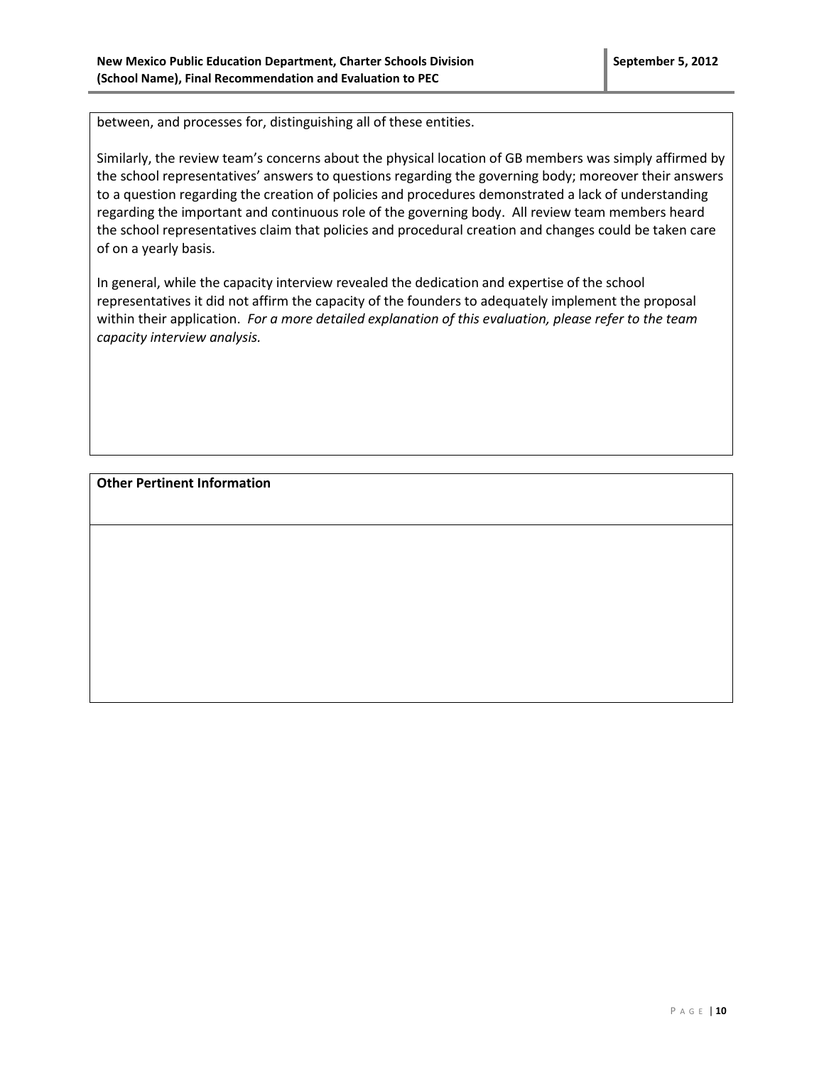between, and processes for, distinguishing all of these entities.

Similarly, the review team's concerns about the physical location of GB members was simply affirmed by the school representatives' answers to questions regarding the governing body; moreover their answers to a question regarding the creation of policies and procedures demonstrated a lack of understanding regarding the important and continuous role of the governing body. All review team members heard the school representatives claim that policies and procedural creation and changes could be taken care of on a yearly basis.

In general, while the capacity interview revealed the dedication and expertise of the school representatives it did not affirm the capacity of the founders to adequately implement the proposal within their application. *For a more detailed explanation of this evaluation, please refer to the team capacity interview analysis.*

**Other Pertinent Information**